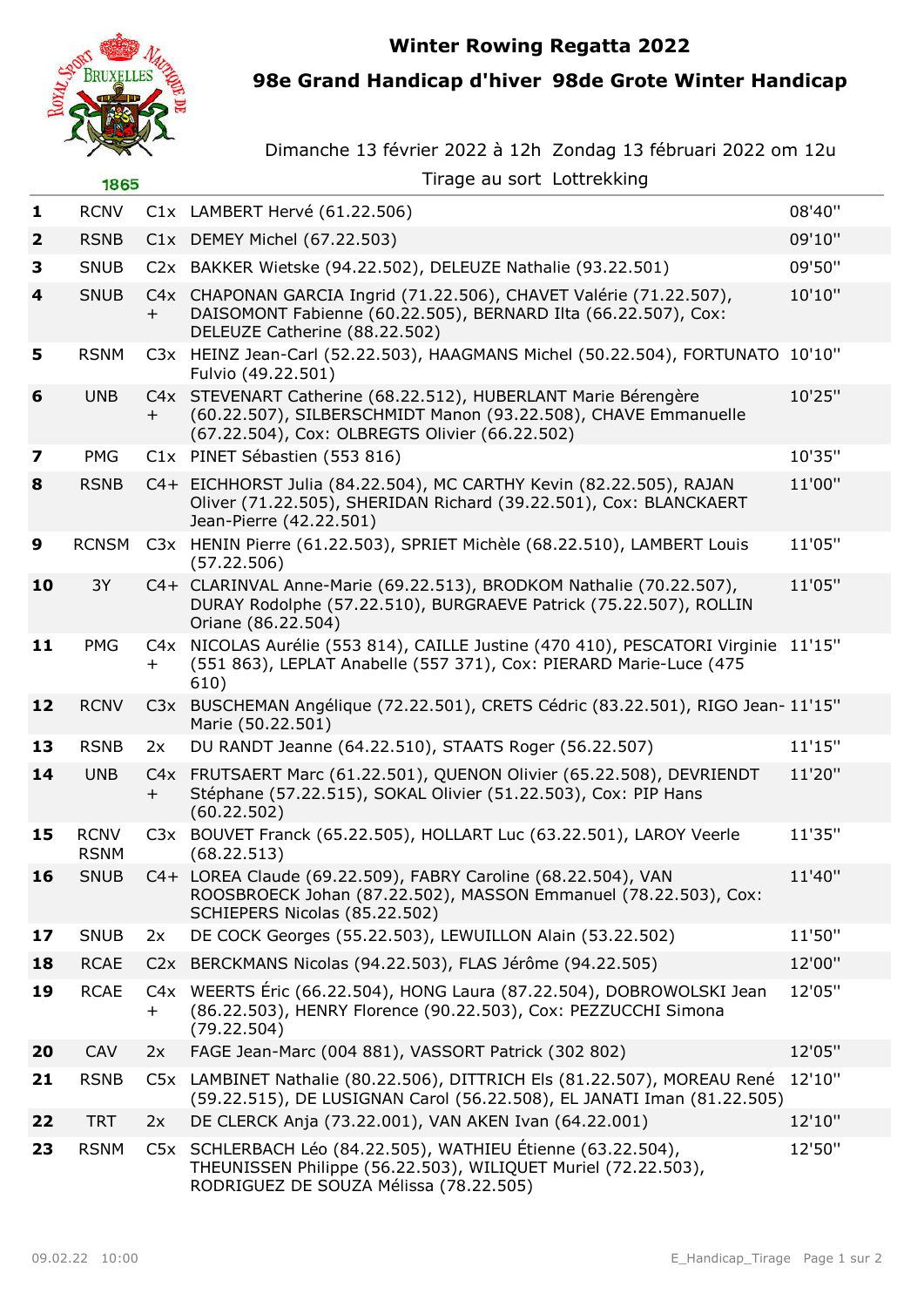# Winter Rowing Regatta 2022

## 98e Grand Handicap d'hiver 98de Grote Winter Handicap

Dimanche 13 février 2022 à 12h Zondag 13 fébruari 2022 om 12u

Tirage au sort Lottrekking

| | | | | |
|---|---|---|---|---|
| **1** | RCNV | C1x | LAMBERT Hervé (61.22.506) | 08'40" |
| **2** | RSNB | C1x | DEMEY Michel (67.22.503) | 09'10" |
| **3** | SNUB | C2x | BAKKER Wietske (94.22.502), DELEUZE Nathalie (93.22.501) | 09'50" |
| **4** | SNUB | C4x + | CHAPONAN GARCIA Ingrid (71.22.506), CHAVET Valérie (71.22.507), DAISOMONT Fabienne (60.22.505), BERNARD Ilta (66.22.507), Cox: DELEUZE Catherine (88.22.502) | 10'10" |
| **5** | RSNM | C3x | HEINZ Jean-Carl (52.22.503), HAAGMANS Michel (50.22.504), FORTUNATO Fulvio (49.22.501) | 10'10" |
| **6** | UNB | C4x + | STEVENART Catherine (68.22.512), HUBERLANT Marie Bérengère (60.22.507), SILBERSCHMIDT Manon (93.22.508), CHAVE Emmanuelle (67.22.504), Cox: OLBREGTS Olivier (66.22.502) | 10'25" |
| **7** | PMG | C1x | PINET Sébastien (553 816) | 10'35" |
| **8** | RSNB | C4+ | EICHHORST Julia (84.22.504), MC CARTHY Kevin (82.22.505), RAJAN Oliver (71.22.505), SHERIDAN Richard (39.22.501), Cox: BLANCKAERT Jean-Pierre (42.22.501) | 11'00" |
| **9** | RCNSM | C3x | HENIN Pierre (61.22.503), SPRIET Michèle (68.22.510), LAMBERT Louis (57.22.506) | 11'05" |
| **10** | 3Y | C4+ | CLARINVAL Anne-Marie (69.22.513), BRODKOM Nathalie (70.22.507), DURAY Rodolphe (57.22.510), BURGRAEVE Patrick (75.22.507), ROLLIN Oriane (86.22.504) | 11'05" |
| **11** | PMG | C4x + | NICOLAS Aurélie (553 814), CAILLE Justine (470 410), PESCATORI Virginie (551 863), LEPLAT Anabelle (557 371), Cox: PIERARD Marie-Luce (475 610) | 11'15" |
| **12** | RCNV | C3x | BUSCHEMAN Angélique (72.22.501), CRETS Cédric (83.22.501), RIGO Jean-Marie (50.22.501) | 11'15" |
| **13** | RSNB | 2x | DU RANDT Jeanne (64.22.510), STAATS Roger (56.22.507) | 11'15" |
| **14** | UNB | C4x + | FRUTSAERT Marc (61.22.501), QUENON Olivier (65.22.508), DEVRIENDT Stéphane (57.22.515), SOKAL Olivier (51.22.503), Cox: PIP Hans (60.22.502) | 11'20" |
| **15** | RCNV RSNM | C3x | BOUVET Franck (65.22.505), HOLLART Luc (63.22.501), LAROY Veerle (68.22.513) | 11'35" |
| **16** | SNUB | C4+ | LOREA Claude (69.22.509), FABRY Caroline (68.22.504), VAN ROOSBROECK Johan (87.22.502), MASSON Emmanuel (78.22.503), Cox: SCHIEPERS Nicolas (85.22.502) | 11'40" |
| **17** | SNUB | 2x | DE COCK Georges (55.22.503), LEWUILLON Alain (53.22.502) | 11'50" |
| **18** | RCAE | C2x | BERCKMANS Nicolas (94.22.503), FLAS Jérôme (94.22.505) | 12'00" |
| **19** | RCAE | C4x + | WEERTS Éric (66.22.504), HONG Laura (87.22.504), DOBROWOLSKI Jean (86.22.503), HENRY Florence (90.22.503), Cox: PEZZUCCHI Simona (79.22.504) | 12'05" |
| **20** | CAV | 2x | FAGE Jean-Marc (004 881), VASSORT Patrick (302 802) | 12'05" |
| **21** | RSNB | C5x | LAMBINET Nathalie (80.22.506), DITTRICH Els (81.22.507), MOREAU René (59.22.515), DE LUSIGNAN Carol (56.22.508), EL JANATI Iman (81.22.505) | 12'10" |
| **22** | TRT | 2x | DE CLERCK Anja (73.22.001), VAN AKEN Ivan (64.22.001) | 12'10" |
| **23** | RSNM | C5x | SCHLERBACH Léo (84.22.505), WATHIEU Étienne (63.22.504), THEUNISSEN Philippe (56.22.503), WILIQUET Muriel (72.22.503), RODRIGUEZ DE SOUZA Mélissa (78.22.505) | 12'50" |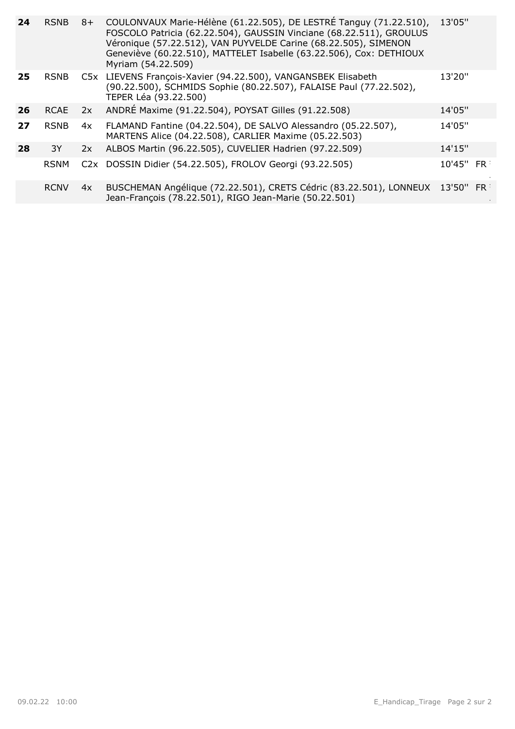| | | | | | |
|---|---|---|---|---|---|
| **24** | RSNB | 8+ | COULONVAUX Marie-Hélène (61.22.505), DE LESTRÉ Tanguy (71.22.510), FOSCOLO Patricia (62.22.504), GAUSSIN Vinciane (68.22.511), GROULUS Véronique (57.22.512), VAN PUYVELDE Carine (68.22.505), SIMENON Geneviève (60.22.510), MATTELET Isabelle (63.22.506), Cox: DETHIOUX Myriam (54.22.509) | 13'05'' | |
| **25** | RSNB | C5x | LIEVENS François-Xavier (94.22.500), VANGANSBEK Elisabeth (90.22.500), SCHMIDS Sophie (80.22.507), FALAISE Paul (77.22.502), TEPER Léa (93.22.500) | 13'20'' | |
| **26** | RCAE | 2x | ANDRÉ Maxime (91.22.504), POYSAT Gilles (91.22.508) | 14'05'' | |
| **27** | RSNB | 4x | FLAMAND Fantine (04.22.504), DE SALVO Alessandro (05.22.507), MARTENS Alice (04.22.508), CARLIER Maxime (05.22.503) | 14'05'' | |
| **28** | 3Y | 2x | ALBOS Martin (96.22.505), CUVELIER Hadrien (97.22.509) | 14'15'' | |
| | RSNM | C2x | DOSSIN Didier (54.22.505), FROLOV Georgi (93.22.505) | 10'45'' | FR |
| | RCNV | 4x | BUSCHEMAN Angélique (72.22.501), CRETS Cédric (83.22.501), LONNEUX Jean-François (78.22.501), RIGO Jean-Marie (50.22.501) | 13'50'' | FR |

09.02.22 10:00

E_Handicap_Tirage